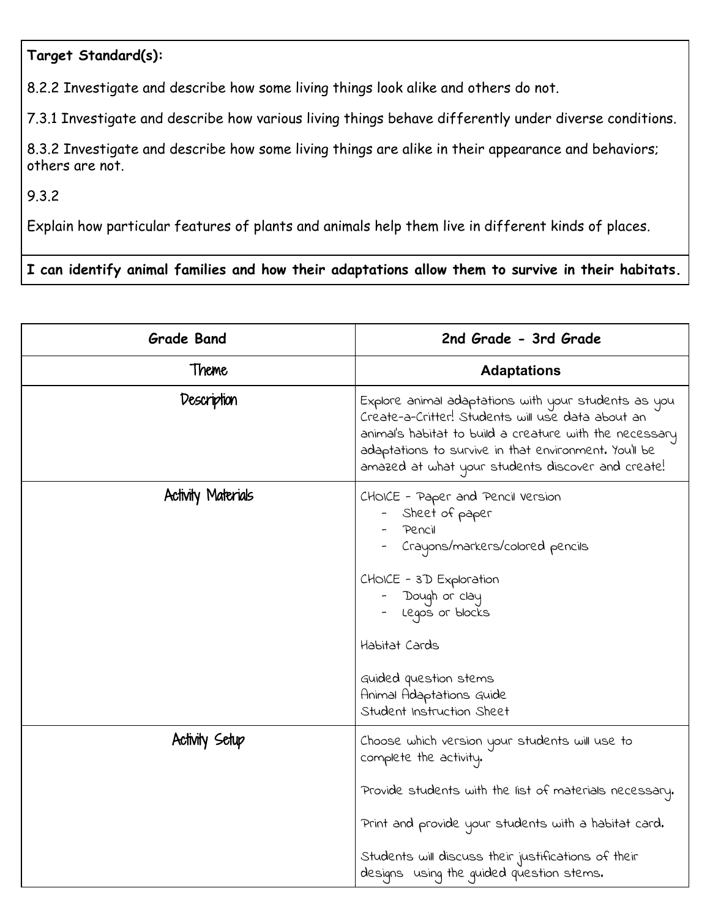**Target Standard(s):**

8.2.2 Investigate and describe how some living things look alike and others do not.

7.3.1 Investigate and describe how various living things behave differently under diverse conditions.

8.3.2 Investigate and describe how some living things are alike in their appearance and behaviors; others are not.

9.3.2

Explain how particular features of plants and animals help them live in different kinds of places.

**I can identify animal families and how their adaptations allow them to survive in their habitats.**

| **Grade Band** | **2nd Grade - 3rd Grade** |
|---|---|
| Theme | **Adaptations** |
| Description | Explore animal adaptations with your students as you Create-a-Critter! Students will use data about an animal's habitat to build a creature with the necessary adaptations to survive in that environment. You'll be amazed at what your students discover and create! |
| Activity Materials | CHOICE - Paper and Pencil Version<br>- Sheet of paper<br>- Pencil<br>- Crayons/markers/colored pencils<br><br>CHOICE - 3D Exploration<br>- Dough or clay<br>- Legos or blocks<br><br>Habitat Cards<br><br>Guided question stems<br>Animal Adaptations Guide<br>Student Instruction Sheet |
| Activity Setup | Choose which version your students will use to complete the activity.<br><br>Provide students with the list of materials necessary.<br><br>Print and provide your students with a habitat card.<br><br>Students will discuss their justifications of their designs using the guided question stems. |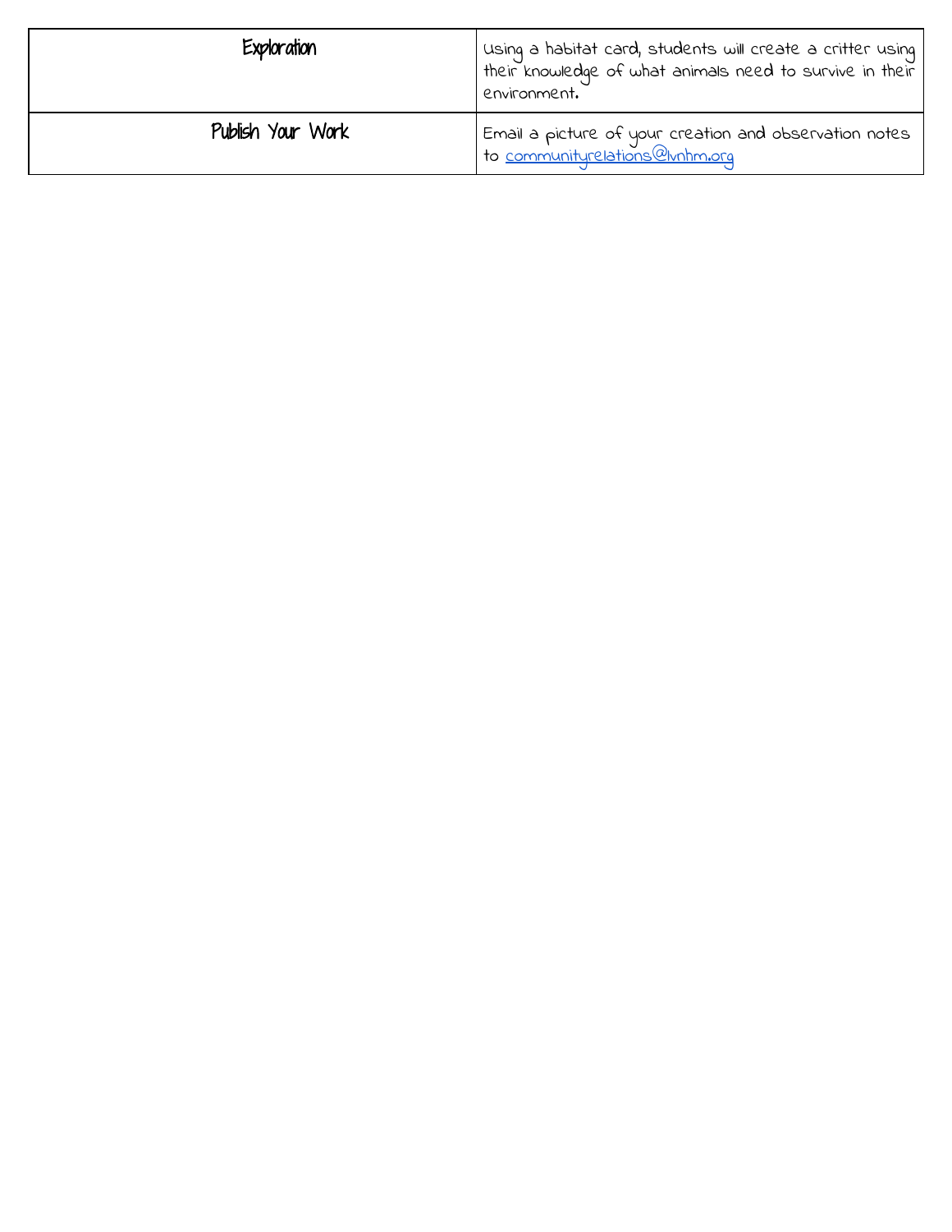| | |
|---|---|
| Exploration | Using a habitat card, students will create a critter using their knowledge of what animals need to survive in their environment. |
| Publish Your Work | Email a picture of your creation and observation notes to communityrelations@lvnhm.org |